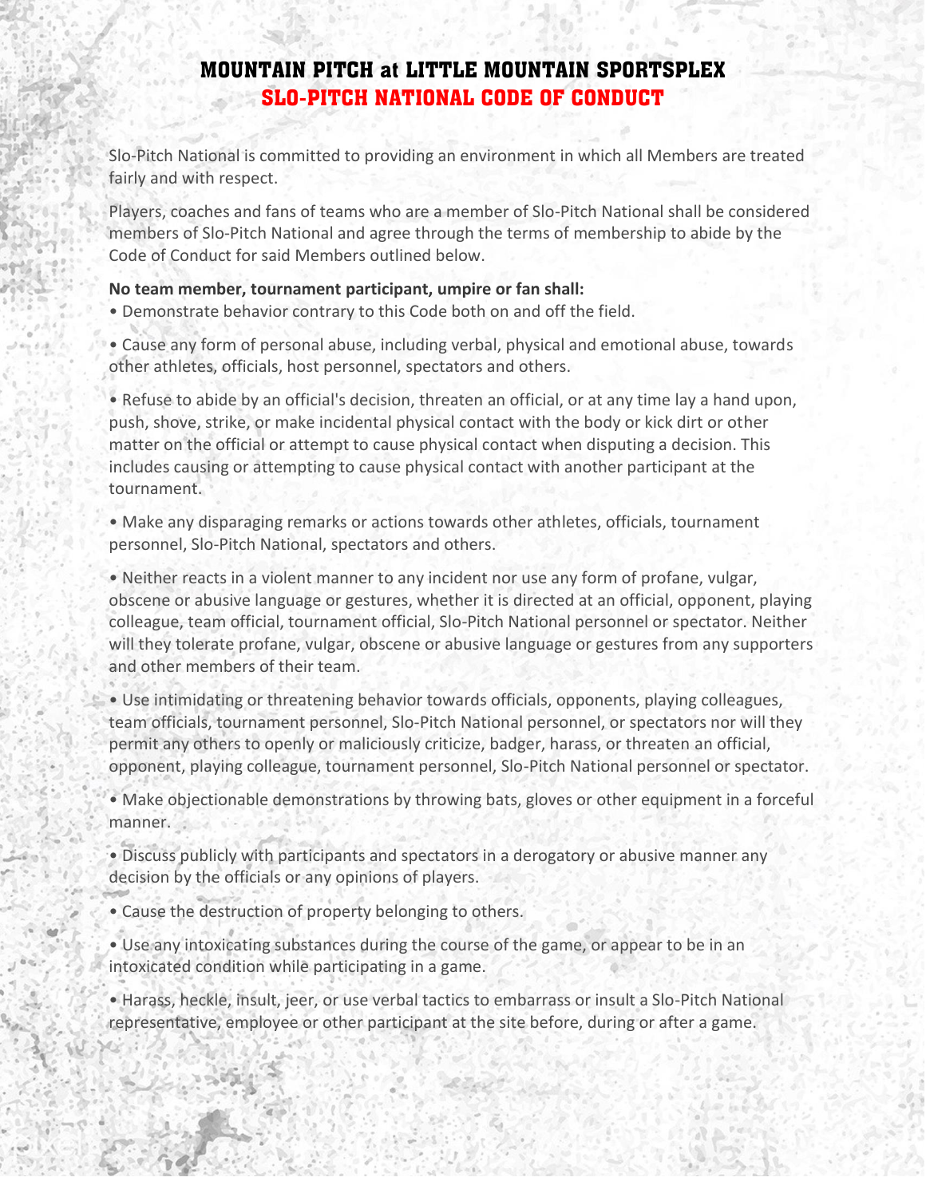# MOUNTAIN PITCH at LITTLE MOUNTAIN SPORTSPLEX

## SLO-PITCH NATIONAL CODE OF CONDUCT

Slo-Pitch National is committed to providing an environment in which all Members are treated fairly and with respect.

Players, coaches and fans of teams who are a member of Slo-Pitch National shall be considered members of Slo-Pitch National and agree through the terms of membership to abide by the Code of Conduct for said Members outlined below.

**No team member, tournament participant, umpire or fan shall:**

- Demonstrate behavior contrary to this Code both on and off the field.
- Cause any form of personal abuse, including verbal, physical and emotional abuse, towards other athletes, officials, host personnel, spectators and others.
- Refuse to abide by an official's decision, threaten an official, or at any time lay a hand upon, push, shove, strike, or make incidental physical contact with the body or kick dirt or other matter on the official or attempt to cause physical contact when disputing a decision. This includes causing or attempting to cause physical contact with another participant at the tournament.
- Make any disparaging remarks or actions towards other athletes, officials, tournament personnel, Slo-Pitch National, spectators and others.
- Neither reacts in a violent manner to any incident nor use any form of profane, vulgar, obscene or abusive language or gestures, whether it is directed at an official, opponent, playing colleague, team official, tournament official, Slo-Pitch National personnel or spectator. Neither will they tolerate profane, vulgar, obscene or abusive language or gestures from any supporters and other members of their team.
- Use intimidating or threatening behavior towards officials, opponents, playing colleagues, team officials, tournament personnel, Slo-Pitch National personnel, or spectators nor will they permit any others to openly or maliciously criticize, badger, harass, or threaten an official, opponent, playing colleague, tournament personnel, Slo-Pitch National personnel or spectator.
- Make objectionable demonstrations by throwing bats, gloves or other equipment in a forceful manner.
- Discuss publicly with participants and spectators in a derogatory or abusive manner any decision by the officials or any opinions of players.
- Cause the destruction of property belonging to others.
- Use any intoxicating substances during the course of the game, or appear to be in an intoxicated condition while participating in a game.
- Harass, heckle, insult, jeer, or use verbal tactics to embarrass or insult a Slo-Pitch National representative, employee or other participant at the site before, during or after a game.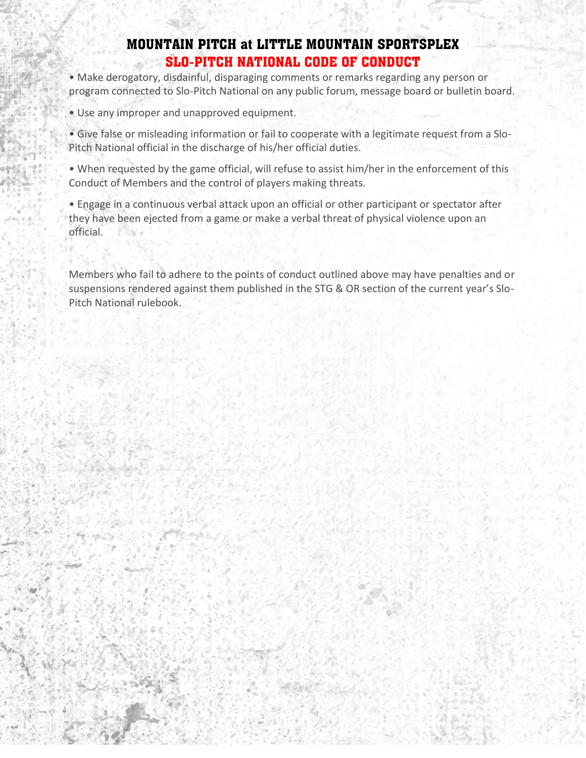# MOUNTAIN PITCH at LITTLE MOUNTAIN SPORTSPLEX

## SLO-PITCH NATIONAL CODE OF CONDUCT

• Make derogatory, disdainful, disparaging comments or remarks regarding any person or program connected to Slo-Pitch National on any public forum, message board or bulletin board.

• Use any improper and unapproved equipment.

• Give false or misleading information or fail to cooperate with a legitimate request from a Slo-Pitch National official in the discharge of his/her official duties.

• When requested by the game official, will refuse to assist him/her in the enforcement of this Conduct of Members and the control of players making threats.

• Engage in a continuous verbal attack upon an official or other participant or spectator after they have been ejected from a game or make a verbal threat of physical violence upon an official.

Members who fail to adhere to the points of conduct outlined above may have penalties and or suspensions rendered against them published in the STG & OR section of the current year's Slo-Pitch National rulebook.